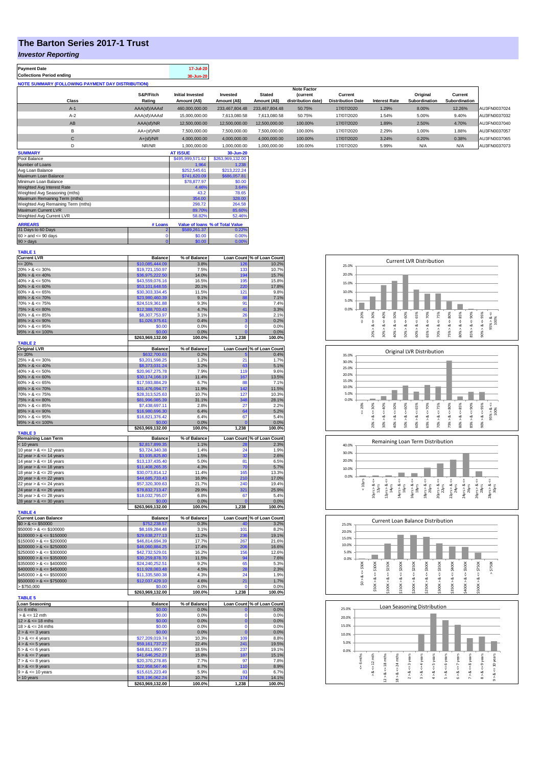# The Barton Series 2017-1 Trust

## *Investor Reporting*

| Payment Date | 17-Jul-20 |
|---|---|
| Collections Period ending | 30-Jun-20 |

**NOTE SUMMARY (FOLLOWING PAYMENT DAY DISTRIBUTION)**

| Class | S&P/Fitch Rating | Initial Invested Amount (A$) | Invested Amount (A$) | Stated Amount (A$) | Note Factor (current distribution date) | Current Distribution Date | Interest Rate | Original Subordination | Current Subordination | |
|---|---|---|---|---|---|---|---|---|---|---|
| A-1 | AAA(sf)/AAAsf | 460,000,000.00 | 233,467,804.48 | 233,467,804.48 | 50.75% | 17/07/2020 | 1.29% | 8.00% | 12.26% | AU3FN0037024 |
| A-2 | AAA(sf)/AAAsf | 15,000,000.00 | 7,613,080.58 | 7,613,080.58 | 50.75% | 17/07/2020 | 1.54% | 5.00% | 9.40% | AU3FN0037032 |
| AB | AAA(sf)/NR | 12,500,000.00 | 12,500,000.00 | 12,500,000.00 | 100.00% | 17/07/2020 | 1.89% | 2.50% | 4.70% | AU3FN0037040 |
| B | AA+(sf)/NR | 7,500,000.00 | 7,500,000.00 | 7,500,000.00 | 100.00% | 17/07/2020 | 2.29% | 1.00% | 1.88% | AU3FN0037057 |
| C | A+(sf)/NR | 4,000,000.00 | 4,000,000.00 | 4,000,000.00 | 100.00% | 17/07/2020 | 3.24% | 0.20% | 0.38% | AU3FN0037065 |
| D | NR/NR | 1,000,000.00 | 1,000,000.00 | 1,000,000.00 | 100.00% | 17/07/2020 | 5.99% | N/A | N/A | AU3FN0037073 |

| SUMMARY | AT ISSUE | 30-Jun-20 |
|---|---|---|
| Pool Balance | $495,999,571.62 | $263,969,132.00 |
| Number of Loans | 1,964 | 1,238 |
| Avg Loan Balance | $252,545.61 | $213,222.24 |
| Maximum Loan Balance | $741,620.09 | $686,057.81 |
| Minimum Loan Balance | $78,877.97 | $0.00 |
| Weighted Avg Interest Rate | 4.46% | 3.64% |
| Weighted Avg Seasoning (mths) | 43.2 | 78.65 |
| Maximum Remaining Term (mths) | 354.00 | 328.00 |
| Weighted Avg Remaining Term (mths) | 298.72 | 264.58 |
| Maximum Current LVR | 89.70% | 85.60% |
| Weighted Avg Current LVR | 58.82% | 52.46% |

| ARREARS | # Loans | Value of loans | % of Total Value |
|---|---|---|---|
| 31 Days to 60 Days | 2 | $589,261.37 | 0.22% |
| 60 > and <= 90 days | 0 | $0.00 | 0.00% |
| 90 > days | 0 | $0.00 | 0.00% |

**TABLE 1**

| Current LVR | Balance | % of Balance | Loan Count | % of Loan Count |
|---|---|---|---|---|
| <= 20% | $10,085,444.09 | 3.8% | 126 | 10.2% |
| 20% > & <= 30% | $19,721,150.97 | 7.5% | 133 | 10.7% |
| 30% > & <= 40% | $36,975,222.50 | 14.0% | 194 | 15.7% |
| 40% > & <= 50% | $43,559,076.16 | 16.5% | 195 | 15.8% |
| 50% > & <= 60% | $53,101,648.55 | 20.1% | 220 | 17.8% |
| 60% > & <= 65% | $30,303,334.45 | 11.5% | 121 | 9.8% |
| 65% > & <= 70% | $23,980,460.39 | 9.1% | 88 | 7.1% |
| 70% > & <= 75% | $24,519,361.88 | 9.3% | 91 | 7.4% |
| 75% > & <= 80% | $12,388,703.43 | 4.7% | 41 | 3.3% |
| 80% > & <= 85% | $8,307,753.97 | 3.1% | 26 | 2.1% |
| 85% > & <= 90% | $1,026,975.61 | 0.4% | 3 | 0.2% |
| 90% > & <= 95% | $0.00 | 0.0% | 0 | 0.0% |
| 95% > & <= 100% | $0.00 | 0.0% | 0 | 0.0% |
| | $263,969,132.00 | 100.0% | 1,238 | 100.0% |

**TABLE 2**

| Original LVR | Balance | % of Balance | Loan Count | % of Loan Count |
|---|---|---|---|---|
| <= 20% | $632,700.63 | 0.2% | 5 | 0.4% |
| 25% > & <= 30% | $3,201,598.25 | 1.2% | 21 | 1.7% |
| 30% > & <= 40% | $8,373,031.24 | 3.2% | 63 | 5.1% |
| 40% > & <= 50% | $20,967,275.78 | 7.9% | 119 | 9.6% |
| 50% > & <= 60% | $30,174,166.19 | 11.4% | 167 | 13.5% |
| 60% > & <= 65% | $17,593,884.29 | 6.7% | 88 | 7.1% |
| 65% > & <= 70% | $31,476,094.77 | 11.9% | 142 | 11.5% |
| 70% > & <= 75% | $28,313,525.63 | 10.7% | 127 | 10.3% |
| 75% > & <= 80% | $81,996,085.39 | 31.1% | 348 | 28.1% |
| 80% > & <= 85% | $7,438,697.11 | 2.8% | 27 | 2.2% |
| 85% > & <= 90% | $16,980,696.30 | 6.4% | 64 | 5.2% |
| 90% > & <= 95% | $16,821,376.42 | 6.4% | 67 | 5.4% |
| 95% > & <= 100% | $0.00 | 0.0% | 0 | 0.0% |
| | $263,969,132.00 | 100.0% | 1,238 | 100.0% |

**TABLE 3**

| Remaining Loan Term | Balance | % of Balance | Loan Count | % of Loan Count |
|---|---|---|---|---|
| < 10 years | $2,817,899.35 | 1.1% | 28 | 2.3% |
| 10 year > & <= 12 years | $3,724,340.38 | 1.4% | 24 | 1.9% |
| 12 year > & <= 14 years | $3,935,825.80 | 1.5% | 32 | 2.6% |
| 14 year > & <= 16 years | $13,137,435.40 | 5.0% | 81 | 6.5% |
| 16 year > & <= 18 years | $11,408,265.35 | 4.3% | 70 | 5.7% |
| 18 year > & <= 20 years | $30,073,814.12 | 11.4% | 165 | 13.3% |
| 20 year > & <= 22 years | $44,685,733.43 | 16.9% | 210 | 17.0% |
| 22 year > & <= 24 years | $57,320,309.63 | 21.7% | 240 | 19.4% |
| 24 year > & <= 26 years | $78,832,713.47 | 29.9% | 321 | 25.9% |
| 26 year > & <= 28 years | $18,032,795.07 | 6.8% | 67 | 5.4% |
| 28 year > & <= 30 years | $0.00 | 0.0% | 0 | 0.0% |
| | $263,969,132.00 | 100.0% | 1,238 | 100.0% |

**TABLE 4**

| Current Loan Balance | Balance | % of Balance | Loan Count | % of Loan Count |
|---|---|---|---|---|
| $0 > & <= $50000 | $752,238.57 | 0.3% | 40 | 3.2% |
| $50000 > & <= $100000 | $8,169,284.48 | 3.1% | 101 | 8.2% |
| $100000 > & <= $150000 | $29,638,277.13 | 11.2% | 236 | 19.1% |
| $150000 > & <= $200000 | $46,814,694.39 | 17.7% | 267 | 21.6% |
| $200000 > & <= $250000 | $46,060,884.25 | 17.4% | 206 | 16.6% |
| $250000 > & <= $300000 | $42,732,529.01 | 16.2% | 156 | 12.6% |
| $300000 > & <= $350000 | $30,259,878.70 | 11.5% | 94 | 7.6% |
| $350000 > & <= $400000 | $24,240,252.51 | 9.2% | 65 | 5.3% |
| $400000 > & <= $450000 | $11,928,083.48 | 4.5% | 28 | 2.3% |
| $450000 > & <= $500000 | $11,335,580.38 | 4.3% | 24 | 1.9% |
| $500000 > & <= $750000 | $12,037,429.10 | 4.6% | 21 | 1.7% |
| > $750,000 | $0.00 | 0.0% | 0 | 0.0% |
| | $263,969,132.00 | 100.0% | 1,238 | 100.0% |

**TABLE 5**

| Loan Seasoning | Balance | % of Balance | Loan Count | % of Loan Count |
|---|---|---|---|---|
| <= 6 mths | $0.00 | 0.0% | 0 | 0.0% |
| > & <= 12 mth | $0.00 | 0.0% | 0 | 0.0% |
| 12 > & <= 18 mths | $0.00 | 0.0% | 0 | 0.0% |
| 18 > & <= 24 mths | $0.00 | 0.0% | 0 | 0.0% |
| 2 > & <= 3 years | $0.00 | 0.0% | 0 | 0.0% |
| 3 > & <= 4 years | $27,209,019.74 | 10.3% | 109 | 8.8% |
| 4 > & <= 5 years | $59,161,737.22 | 22.4% | 241 | 19.5% |
| 5 > & <= 6 years | $48,811,990.77 | 18.5% | 237 | 19.1% |
| 6 > & <= 7 years | $41,646,252.23 | 15.8% | 187 | 15.1% |
| 7 > & <= 8 years | $20,370,278.85 | 7.7% | 97 | 7.8% |
| 8 > & <= 9 years | $22,958,567.46 | 8.7% | 110 | 8.9% |
| 9 > & <= 10 years | $15,615,223.49 | 5.9% | 83 | 6.7% |
| > 10 years | $28,196,062.24 | 10.7% | 174 | 14.1% |
| | $263,969,132.00 | 100.0% | 1,238 | 100.0% |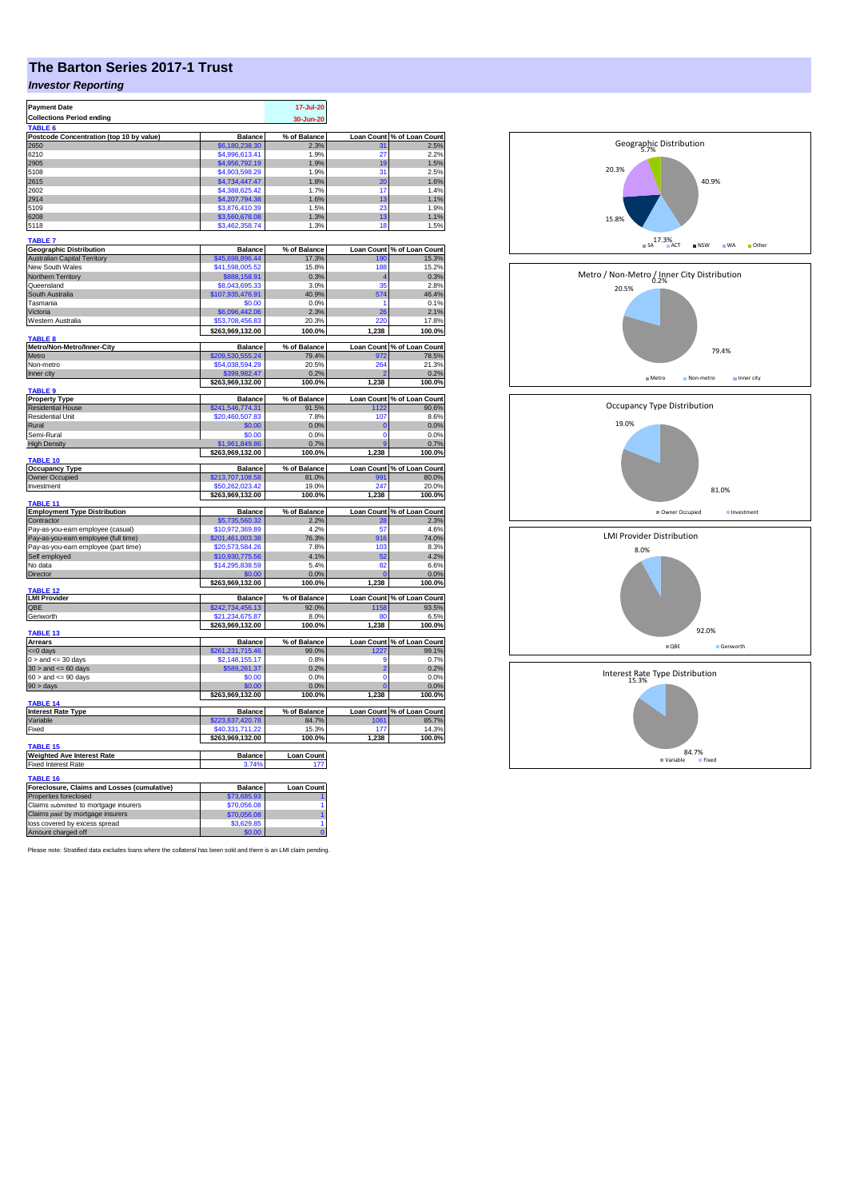# The Barton Series 2017-1 Trust

*Investor Reporting*

| Payment Date | 17-Jul-20 |
|---|---|
| Collections Period ending | 30-Jun-20 |

**TABLE 6**

| Postcode Concentration (top 10 by value) | Balance | % of Balance | Loan Count | % of Loan Count |
|---|---|---|---|---|
| 2650 | $6,180,238.30 | 2.3% | 31 | 2.5% |
| 6210 | $4,996,613.41 | 1.9% | 27 | 2.2% |
| 2905 | $4,956,792.19 | 1.9% | 19 | 1.5% |
| 5108 | $4,903,598.29 | 1.9% | 31 | 2.5% |
| 2615 | $4,734,447.47 | 1.8% | 20 | 1.6% |
| 2602 | $4,388,625.42 | 1.7% | 17 | 1.4% |
| 2914 | $4,207,794.38 | 1.6% | 13 | 1.1% |
| 5109 | $3,876,410.39 | 1.5% | 23 | 1.9% |
| 6208 | $3,560,678.08 | 1.3% | 13 | 1.1% |
| 5118 | $3,462,358.74 | 1.3% | 18 | 1.5% |

**TABLE 7**

| Geographic Distribution | Balance | % of Balance | Loan Count | % of Loan Count |
|---|---|---|---|---|
| Australian Capital Territory | $45,698,896.44 | 17.3% | 190 | 15.3% |
| New South Wales | $41,598,005.52 | 15.8% | 188 | 15.2% |
| Northern Territory | $888,158.91 | 0.3% | 4 | 0.3% |
| Queensland | $8,043,695.33 | 3.0% | 35 | 2.8% |
| South Australia | $107,935,476.91 | 40.9% | 574 | 46.4% |
| Tasmania | $0.00 | 0.0% | 1 | 0.1% |
| Victoria | $6,096,442.06 | 2.3% | 26 | 2.1% |
| Western Australia | $53,708,456.83 | 20.3% | 220 | 17.8% |
| | $263,969,132.00 | 100.0% | 1,238 | 100.0% |

**TABLE 8**

| Metro/Non-Metro/Inner-City | Balance | % of Balance | Loan Count | % of Loan Count |
|---|---|---|---|---|
| Metro | $209,530,555.24 | 79.4% | 972 | 78.5% |
| Non-metro | $54,038,594.29 | 20.5% | 264 | 21.3% |
| Inner city | $399,982.47 | 0.2% | 2 | 0.2% |
| | $263,969,132.00 | 100.0% | 1,238 | 100.0% |

**TABLE 9**

| Property Type | Balance | % of Balance | Loan Count | % of Loan Count |
|---|---|---|---|---|
| Residential House | $241,546,774.31 | 91.5% | 1122 | 90.6% |
| Residential Unit | $20,460,507.83 | 7.8% | 107 | 8.6% |
| Rural | $0.00 | 0.0% | 0 | 0.0% |
| Semi-Rural | $0.00 | 0.0% | 0 | 0.0% |
| High Density | $1,961,849.86 | 0.7% | 9 | 0.7% |
| | $263,969,132.00 | 100.0% | 1,238 | 100.0% |

**TABLE 10**

| Occupancy Type | Balance | % of Balance | Loan Count | % of Loan Count |
|---|---|---|---|---|
| Owner Occupied | $213,707,108.58 | 81.0% | 991 | 80.0% |
| Investment | $50,262,023.42 | 19.0% | 247 | 20.0% |
| | $263,969,132.00 | 100.0% | 1,238 | 100.0% |

**TABLE 11**

| Employment Type Distribution | Balance | % of Balance | Loan Count | % of Loan Count |
|---|---|---|---|---|
| Contractor | $5,735,560.32 | 2.2% | 28 | 2.3% |
| Pay-as-you-earn employee (casual) | $10,972,369.89 | 4.2% | 57 | 4.6% |
| Pay-as-you-earn employee (full time) | $201,461,003.38 | 76.3% | 916 | 74.0% |
| Pay-as-you-earn employee (part time) | $20,573,584.26 | 7.8% | 103 | 8.3% |
| Self employed | $10,930,775.56 | 4.1% | 52 | 4.2% |
| No data | $14,295,838.59 | 5.4% | 82 | 6.6% |
| Director | $0.00 | 0.0% | 0 | 0.0% |
| | $263,969,132.00 | 100.0% | 1,238 | 100.0% |

**TABLE 12**

| LMI Provider | Balance | % of Balance | Loan Count | % of Loan Count |
|---|---|---|---|---|
| QBE | $242,734,456.13 | 92.0% | 1158 | 93.5% |
| Genworth | $21,234,675.87 | 8.0% | 80 | 6.5% |
| | $263,969,132.00 | 100.0% | 1,238 | 100.0% |

**TABLE 13**

| Arrears | Balance | % of Balance | Loan Count | % of Loan Count |
|---|---|---|---|---|
| <=0 days | $261,231,715.46 | 99.0% | 1227 | 99.1% |
| 0 > and <= 30 days | $2,148,155.17 | 0.8% | 9 | 0.7% |
| 30 > and <= 60 days | $589,261.37 | 0.2% | 2 | 0.2% |
| 60 > and <= 90 days | $0.00 | 0.0% | 0 | 0.0% |
| 90 > days | $0.00 | 0.0% | 0 | 0.0% |
| | $263,969,132.00 | 100.0% | 1,238 | 100.0% |

**TABLE 14**

| Interest Rate Type | Balance | % of Balance | Loan Count | % of Loan Count |
|---|---|---|---|---|
| Variable | $223,637,420.78 | 84.7% | 1061 | 85.7% |
| Fixed | $40,331,711.22 | 15.3% | 177 | 14.3% |
| | $263,969,132.00 | 100.0% | 1,238 | 100.0% |

**TABLE 15**

| Weighted Ave Interest Rate | Balance | Loan Count |
|---|---|---|
| Fixed Interest Rate | 3.74% | 177 |

**TABLE 16**

| Foreclosure, Claims and Losses (cumulative) | Balance | Loan Count |
|---|---|---|
| Properties foreclosed | $73,685.93 | 1 |
| Claims *submitted* to mortgage insurers | $70,056.08 | 1 |
| Claims *paid* by mortgage insurers | $70,056.08 | 1 |
| loss covered by excess spread | $3,629.85 | 1 |
| Amount charged off | $0.00 | 0 |

Please note: Stratified data excludes loans where the collateral has been sold and there is an LMI claim pending.

Geographic Distribution

Metro / Non-Metro / Inner City Distribution

Occupancy Type Distribution

LMI Provider Distribution

Interest Rate Type Distribution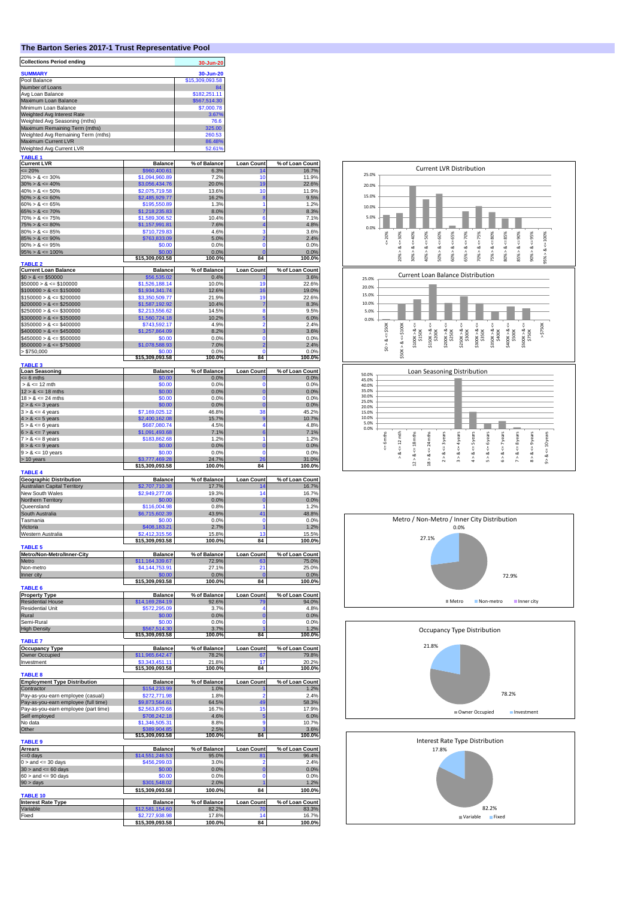# The Barton Series 2017-1 Trust Representative Pool

| Collections Period ending | 30-Jun-20 |
|---|---|

| SUMMARY | 30-Jun-20 |
|---|---|
| Pool Balance | $15,309,093.58 |
| Number of Loans | 84 |
| Avg Loan Balance | $182,251.11 |
| Maximum Loan Balance | $567,514.30 |
| Minimum Loan Balance | $7,000.78 |
| Weighted Avg Interest Rate | 3.67% |
| Weighted Avg Seasoning (mths) | 76.6 |
| Maximum Remaining Term (mths) | 325.00 |
| Weighted Avg Remaining Term (mths) | 260.53 |
| Maximum Current LVR | 86.48% |
| Weighted Avg Current LVR | 52.61% |

**TABLE 1**

| Current LVR | Balance | % of Balance | Loan Count | % of Loan Count |
|---|---|---|---|---|
| <= 20% | $960,400.61 | 6.3% | 14 | 16.7% |
| 20% > & <= 30% | $1,094,960.89 | 7.2% | 10 | 11.9% |
| 30% > & <= 40% | $3,056,434.76 | 20.0% | 19 | 22.6% |
| 40% > & <= 50% | $2,075,719.58 | 13.6% | 10 | 11.9% |
| 50% > & <= 60% | $2,485,929.77 | 16.2% | 8 | 9.5% |
| 60% > & <= 65% | $195,550.89 | 1.3% | 1 | 1.2% |
| 65% > & <= 70% | $1,218,235.83 | 8.0% | 7 | 8.3% |
| 70% > & <= 75% | $1,589,306.52 | 10.4% | 6 | 7.1% |
| 75% > & <= 80% | $1,157,991.81 | 7.6% | 4 | 4.8% |
| 80% > & <= 85% | $710,729.83 | 4.6% | 3 | 3.6% |
| 85% > & <= 90% | $763,833.09 | 5.0% | 2 | 2.4% |
| 90% > & <= 95% | $0.00 | 0.0% | 0 | 0.0% |
| 95% > & <= 100% | $0.00 | 0.0% | 0 | 0.0% |
| | $15,309,093.58 | 100.0% | 84 | 100.0% |

**TABLE 2**

| Current Loan Balance | Balance | % of Balance | Loan Count | % of Loan Count |
|---|---|---|---|---|
| $0 > & <= $50000 | $56,535.02 | 0.4% | 3 | 3.6% |
| $50000 > & <= $100000 | $1,526,188.14 | 10.0% | 19 | 22.6% |
| $100000 > & <= $150000 | $1,934,341.74 | 12.6% | 16 | 19.0% |
| $150000 > & <= $200000 | $3,350,509.77 | 21.9% | 19 | 22.6% |
| $200000 > & <= $250000 | $1,587,192.92 | 10.4% | 7 | 8.3% |
| $250000 > & <= $300000 | $2,213,556.62 | 14.5% | 8 | 9.5% |
| $300000 > & <= $350000 | $1,560,724.18 | 10.2% | 5 | 6.0% |
| $350000 > & <= $400000 | $743,592.17 | 4.9% | 2 | 2.4% |
| $400000 > & <= $450000 | $1,257,864.09 | 8.2% | 3 | 3.6% |
| $450000 > & <= $500000 | $0.00 | 0.0% | 0 | 0.0% |
| $500000 > & <= $750000 | $1,078,588.93 | 7.0% | 2 | 2.4% |
| > $750,000 | $0.00 | 0.0% | 0 | 0.0% |
| | $15,309,093.58 | 100.0% | 84 | 100.0% |

**TABLE 3**

| Loan Seasoning | Balance | % of Balance | Loan Count | % of Loan Count |
|---|---|---|---|---|
| <= 6 mths | $0.00 | 0.0% | 0 | 0.0% |
| > & <= 12 mth | $0.00 | 0.0% | 0 | 0.0% |
| 12 > & <= 18 mths | $0.00 | 0.0% | 0 | 0.0% |
| 18 > & <= 24 mths | $0.00 | 0.0% | 0 | 0.0% |
| 2 > & <= 3 years | $0.00 | 0.0% | 0 | 0.0% |
| 3 > & <= 4 years | $7,169,025.12 | 46.8% | 38 | 45.2% |
| 4 > & <= 5 years | $2,400,162.08 | 15.7% | 9 | 10.7% |
| 5 > & <= 6 years | $687,080.74 | 4.5% | 4 | 4.8% |
| 6 > & <= 7 years | $1,091,493.68 | 7.1% | 6 | 7.1% |
| 7 > & <= 8 years | $183,862.68 | 1.2% | 1 | 1.2% |
| 8 > & <= 9 years | $0.00 | 0.0% | 0 | 0.0% |
| 9 > & <= 10 years | $0.00 | 0.0% | 0 | 0.0% |
| > 10 years | $3,777,469.28 | 24.7% | 26 | 31.0% |
| | $15,309,093.58 | 100.0% | 84 | 100.0% |

**TABLE 4**

| Geographic Distribution | Balance | % of Balance | Loan Count | % of Loan Count |
|---|---|---|---|---|
| Australian Capital Territory | $2,707,710.38 | 17.7% | 14 | 16.7% |
| New South Wales | $2,949,277.06 | 19.3% | 14 | 16.7% |
| Northern Territory | $0.00 | 0.0% | 0 | 0.0% |
| Queensland | $116,004.98 | 0.8% | 1 | 1.2% |
| South Australia | $6,715,602.39 | 43.9% | 41 | 48.8% |
| Tasmania | $0.00 | 0.0% | 0 | 0.0% |
| Victoria | $408,183.21 | 2.7% | 1 | 1.2% |
| Western Australia | $2,412,315.56 | 15.8% | 13 | 15.5% |
| | $15,309,093.58 | 100.0% | 84 | 100.0% |

**TABLE 5**

| Metro/Non-Metro/Inner-City | Balance | % of Balance | Loan Count | % of Loan Count |
|---|---|---|---|---|
| Metro | $11,164,339.67 | 72.9% | 63 | 75.0% |
| Non-metro | $4,144,753.91 | 27.1% | 21 | 25.0% |
| Inner city | $0.00 | 0.0% | 0 | 0.0% |
| | $15,309,093.58 | 100.0% | 84 | 100.0% |

**TABLE 6**

| Property Type | Balance | % of Balance | Loan Count | % of Loan Count |
|---|---|---|---|---|
| Residential House | $14,169,284.19 | 92.6% | 79 | 94.0% |
| Residential Unit | $572,295.09 | 3.7% | 4 | 4.8% |
| Rural | $0.00 | 0.0% | 0 | 0.0% |
| Semi-Rural | $0.00 | 0.0% | 0 | 0.0% |
| High Density | $567,514.30 | 3.7% | 1 | 1.2% |
| | $15,309,093.58 | 100.0% | 84 | 100.0% |

**TABLE 7**

| Occupancy Type | Balance | % of Balance | Loan Count | % of Loan Count |
|---|---|---|---|---|
| Owner Occupied | $11,965,642.47 | 78.2% | 67 | 79.8% |
| Investment | $3,343,451.11 | 21.8% | 17 | 20.2% |
| | $15,309,093.58 | 100.0% | 84 | 100.0% |

**TABLE 8**

| Employment Type Distribution | Balance | % of Balance | Loan Count | % of Loan Count |
|---|---|---|---|---|
| Contractor | $154,233.99 | 1.0% | 1 | 1.2% |
| Pay-as-you-earn employee (casual) | $272,771.98 | 1.8% | 2 | 2.4% |
| Pay-as-you-earn employee (full time) | $9,873,564.61 | 64.5% | 49 | 58.3% |
| Pay-as-you-earn employee (part time) | $2,563,870.66 | 16.7% | 15 | 17.9% |
| Self employed | $708,242.18 | 4.6% | 5 | 6.0% |
| No data | $1,346,505.31 | 8.8% | 9 | 10.7% |
| Other | $389,904.85 | 2.5% | 3 | 3.6% |
| | $15,309,093.58 | 100.0% | 84 | 100.0% |

**TABLE 9**

| Arrears | Balance | % of Balance | Loan Count | % of Loan Count |
|---|---|---|---|---|
| <=0 days | $14,551,246.53 | 95.0% | 81 | 96.4% |
| 0 > and <= 30 days | $456,299.03 | 3.0% | 2 | 2.4% |
| 30 > and <= 60 days | $0.00 | 0.0% | 0 | 0.0% |
| 60 > and <= 90 days | $0.00 | 0.0% | 0 | 0.0% |
| 90 > days | $301,548.02 | 2.0% | 1 | 1.2% |
| | $15,309,093.58 | 100.0% | 84 | 100.0% |

**TABLE 10**

| Interest Rate Type | Balance | % of Balance | Loan Count | % of Loan Count |
|---|---|---|---|---|
| Variable | $12,581,154.60 | 82.2% | 70 | 83.3% |
| Fixed | $2,727,938.98 | 17.8% | 14 | 16.7% |
| | $15,309,093.58 | 100.0% | 84 | 100.0% |

Current LVR Distribution
25.0%
20.0%
15.0%
10.0%
5.0%
0.0%
<=20%
20% > & <= 30%
30% > & <= 40%
40% > & <= 50%
50% > & <= 60%
60% > & <= 65%
65% > & <= 70%
70% > & <= 75%
75% > & <= 80%
80% > & <= 85%
85% > & <= 90%
90% > & <= 95%
95% > & <= 100%

Current Loan Balance Distribution
25.0%
20.0%
15.0%
10.0%
5.0%
0.0%
$0 > & <= $50K
$50K > & <= $100K
$100K > & <= $150K
$150K > & <= $200K
$200K > & <= $250K
$250K > & <= $300K
$300K > & <= $350K
$350K > & <= $400K
$400K > & <= $500K
$500K > & <= $750K
> $750K

Loan Seasoning Distribution
50.0%
45.0%
40.0%
35.0%
30.0%
25.0%
20.0%
15.0%
10.0%
5.0%
0.0%
<= 6 mths
> & <= 12 mth
12 > & <= 18 mths
18 > & <= 24 mths
2 > & <= 3 years
3 > & <= 4 years
4 > & <= 5 years
5 > & <= 6 years
6 > & <= 7 years
7 > & <= 8 years
8 > & <= 9 years
9 > & <= 10 years

Metro / Non-Metro / Inner City Distribution
0.0%
27.1%
72.9%
Metro
Non-metro
Inner city

Occupancy Type Distribution
21.8%
78.2%
Owner Occupied
Investment

Interest Rate Type Distribution
17.8%
82.2%
Variable
Fixed